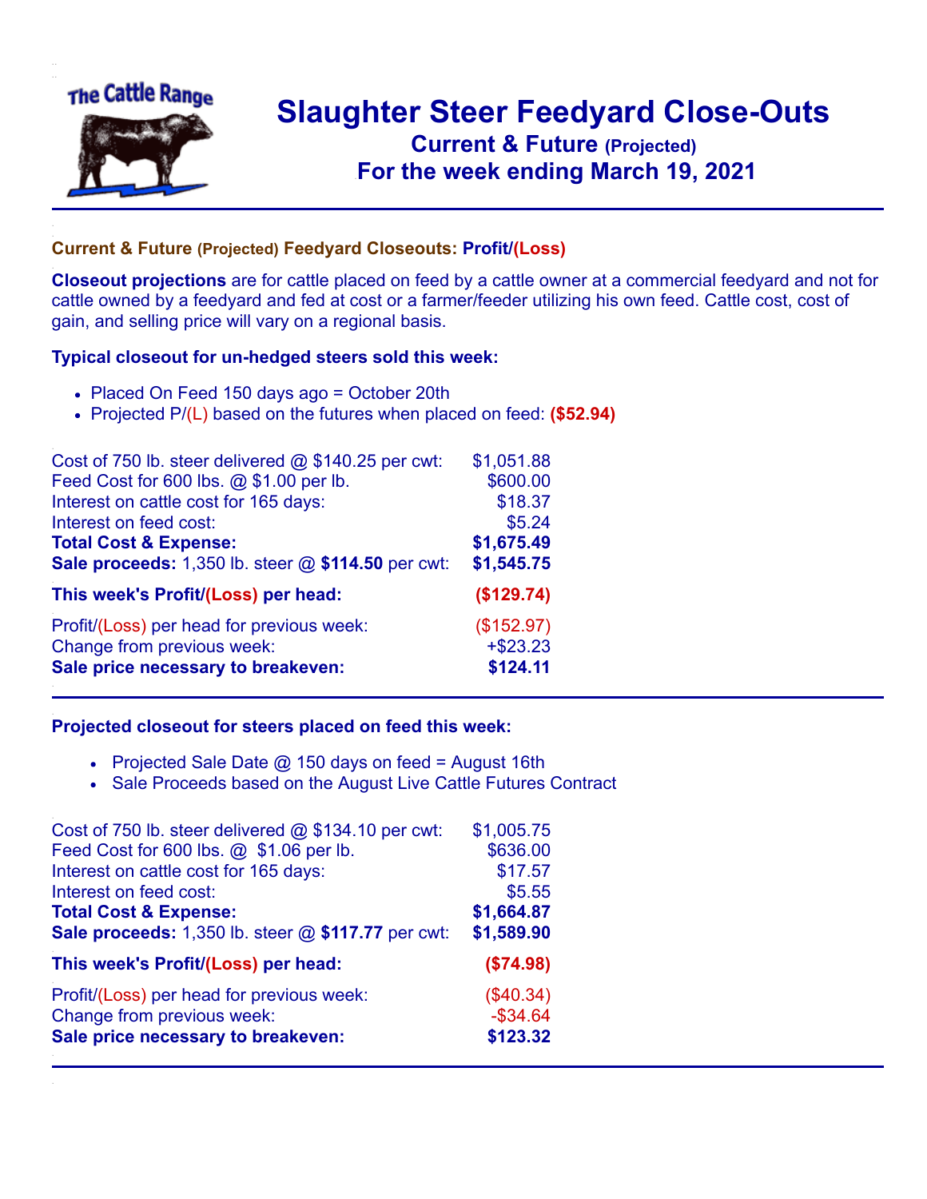# Slaughter Steer Feedyard Close-Outs

## Current & Future (Projected)

## For the week ending March 19, 2021

### Current & Future (Projected) Feedyard Closeouts: Profit/(Loss)

**Closeout projections** are for cattle placed on feed by a cattle owner at a commercial feedyard and not for cattle owned by a feedyard and fed at cost or a farmer/feeder utilizing his own feed. Cattle cost, cost of gain, and selling price will vary on a regional basis.

### Typical closeout for un-hedged steers sold this week:

- Placed On Feed 150 days ago = October 20th
- Projected P/(L) based on the futures when placed on feed: **($52.94)**

| | |
|---|---|
| Cost of 750 lb. steer delivered @ $140.25 per cwt: | $1,051.88 |
| Feed Cost for 600 lbs. @ $1.00 per lb. | $600.00 |
| Interest on cattle cost for 165 days: | $18.37 |
| Interest on feed cost: | $5.24 |
| **Total Cost & Expense:** | **$1,675.49** |
| **Sale proceeds:** 1,350 lb. steer @ **$114.50** per cwt: | **$1,545.75** |
| **This week's Profit/(Loss) per head:** | **($129.74)** |
| Profit/(Loss) per head for previous week: | ($152.97) |
| Change from previous week: | +$23.23 |
| **Sale price necessary to breakeven:** | **$124.11** |

### Projected closeout for steers placed on feed this week:

- Projected Sale Date @ 150 days on feed = August 16th
- Sale Proceeds based on the August Live Cattle Futures Contract

| | |
|---|---|
| Cost of 750 lb. steer delivered @ $134.10 per cwt: | $1,005.75 |
| Feed Cost for 600 lbs. @ $1.06 per lb. | $636.00 |
| Interest on cattle cost for 165 days: | $17.57 |
| Interest on feed cost: | $5.55 |
| **Total Cost & Expense:** | **$1,664.87** |
| **Sale proceeds:** 1,350 lb. steer @ **$117.77** per cwt: | **$1,589.90** |
| **This week's Profit/(Loss) per head:** | **($74.98)** |
| Profit/(Loss) per head for previous week: | ($40.34) |
| Change from previous week: | -$34.64 |
| **Sale price necessary to breakeven:** | **$123.32** |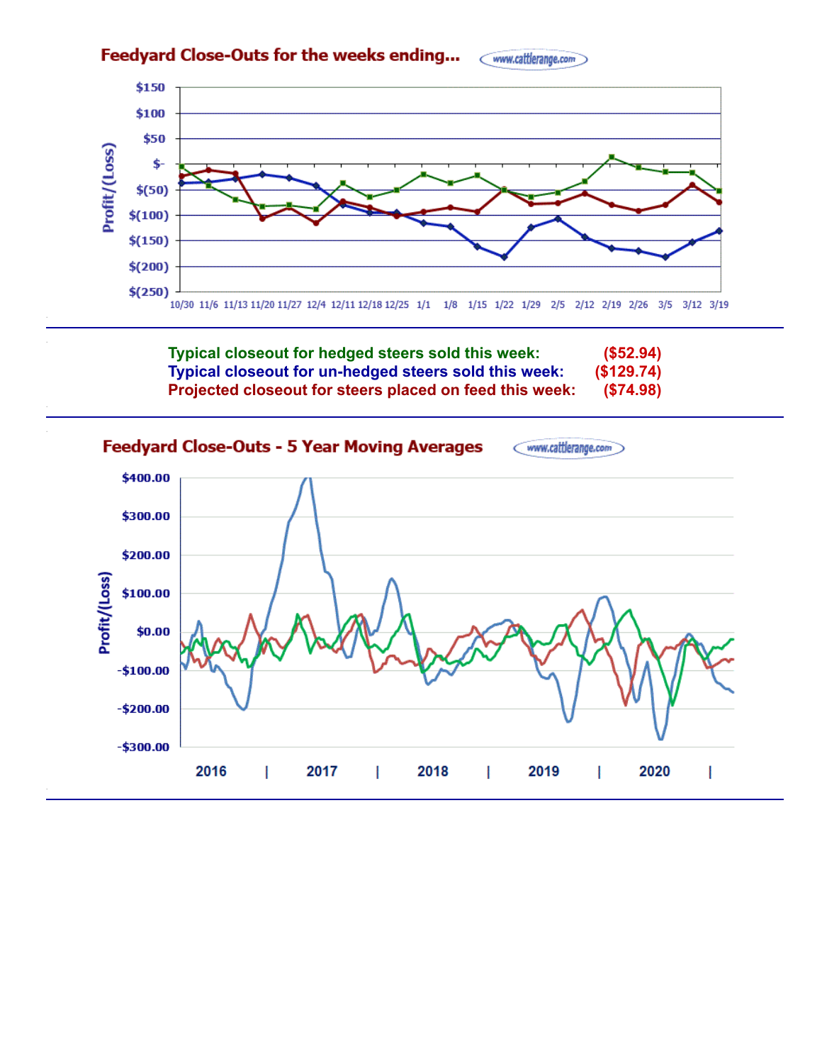## Feedyard Close-Outs for the weeks ending...

www.cattlerange.com

Profit/(Loss)

$150
$100
$50
$-
$(50)
$(100)
$(150)
$(200)
$(250)

10/30 11/6 11/13 11/20 11/27 12/4 12/11 12/18 12/25 1/1 1/8 1/15 1/22 1/29 2/5 2/12 2/19 2/26 3/5 3/12 3/19

| | |
|---|---|
| Typical closeout for hedged steers sold this week: | ($52.94) |
| Typical closeout for un-hedged steers sold this week: | ($129.74) |
| Projected closeout for steers placed on feed this week: | ($74.98) |

## Feedyard Close-Outs - 5 Year Moving Averages

www.cattlerange.com

Profit/(Loss)

$400.00
$300.00
$200.00
$100.00
$0.00
-$100.00
-$200.00
-$300.00

2016 | 2017 | 2018 | 2019 | 2020 |